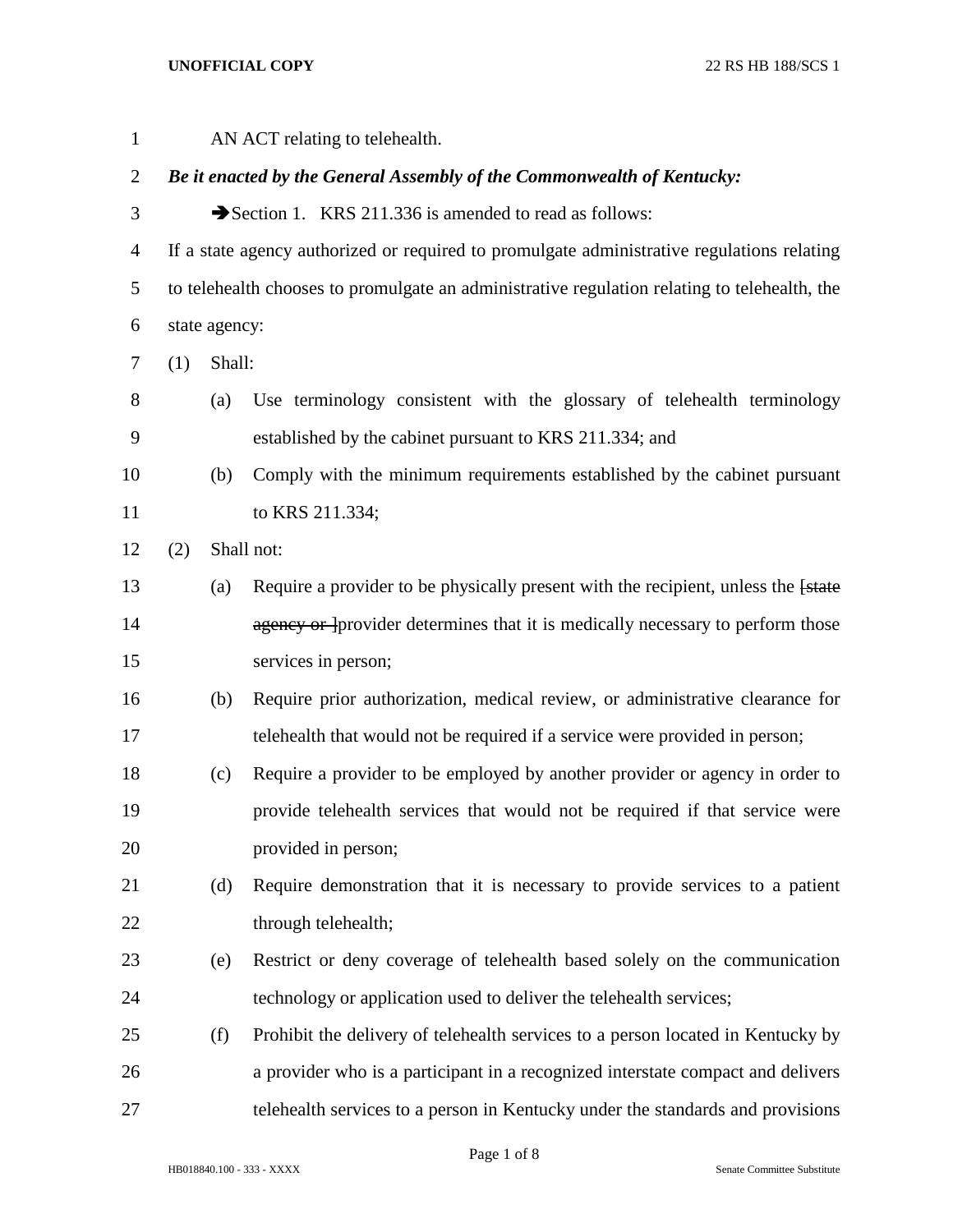AN ACT relating to telehealth.

***Be it enacted by the General Assembly of the Commonwealth of Kentucky:***

➔Section 1. KRS 211.336 is amended to read as follows:

If a state agency authorized or required to promulgate administrative regulations relating to telehealth chooses to promulgate an administrative regulation relating to telehealth, the state agency:

(1) Shall:

(a) Use terminology consistent with the glossary of telehealth terminology established by the cabinet pursuant to KRS 211.334; and

(b) Comply with the minimum requirements established by the cabinet pursuant to KRS 211.334;

(2) Shall not:

(a) Require a provider to be physically present with the recipient, unless the [~~state agency or~~ ]provider determines that it is medically necessary to perform those services in person;

(b) Require prior authorization, medical review, or administrative clearance for telehealth that would not be required if a service were provided in person;

(c) Require a provider to be employed by another provider or agency in order to provide telehealth services that would not be required if that service were provided in person;

(d) Require demonstration that it is necessary to provide services to a patient through telehealth;

(e) Restrict or deny coverage of telehealth based solely on the communication technology or application used to deliver the telehealth services;

(f) Prohibit the delivery of telehealth services to a person located in Kentucky by a provider who is a participant in a recognized interstate compact and delivers telehealth services to a person in Kentucky under the standards and provisions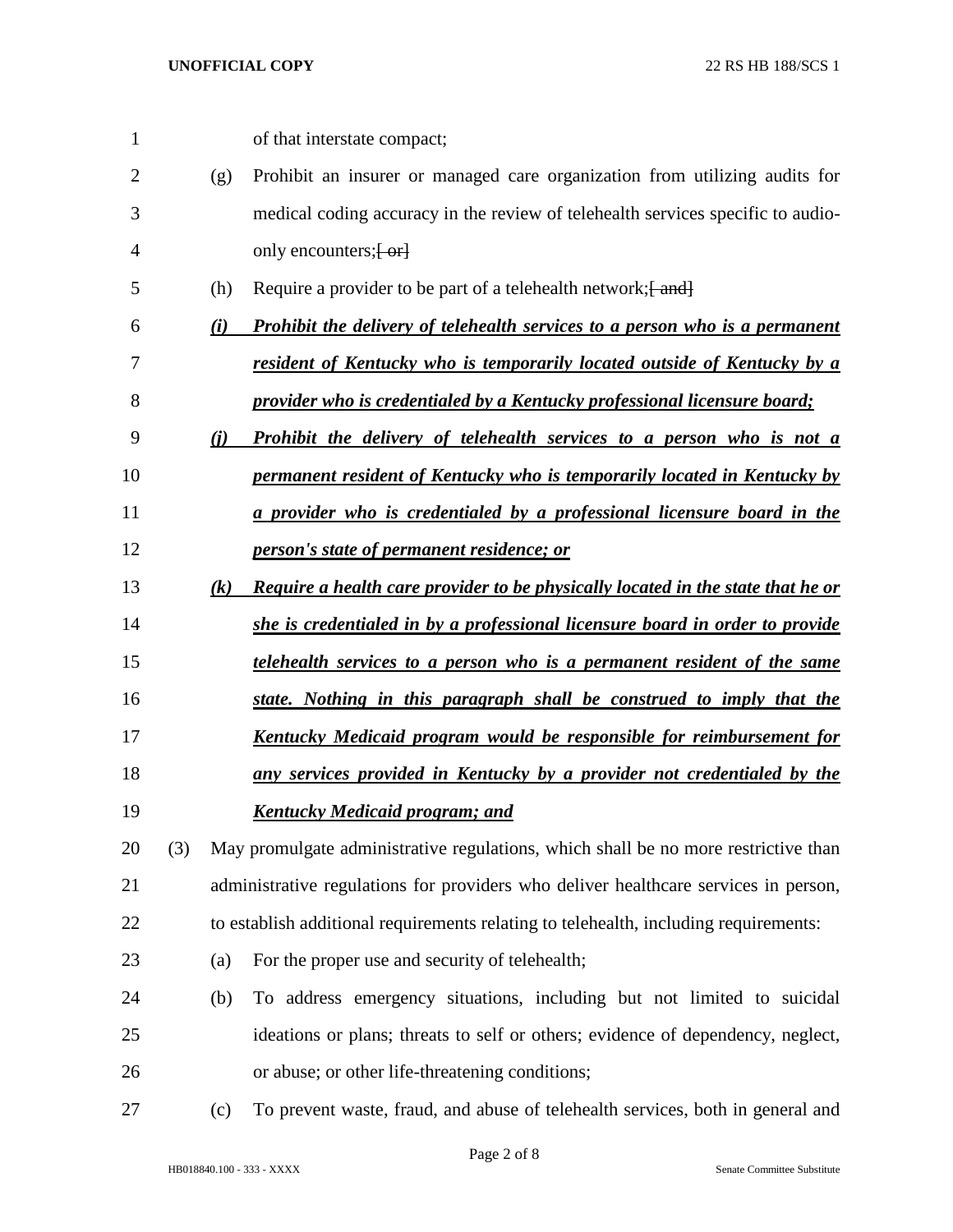of that interstate compact;

(g) Prohibit an insurer or managed care organization from utilizing audits for medical coding accuracy in the review of telehealth services specific to audio-only encounters;~~[ or]~~

(h) Require a provider to be part of a telehealth network;~~[ and]~~

***(i) Prohibit the delivery of telehealth services to a person who is a permanent resident of Kentucky who is temporarily located outside of Kentucky by a provider who is credentialed by a Kentucky professional licensure board;***

***(j) Prohibit the delivery of telehealth services to a person who is not a permanent resident of Kentucky who is temporarily located in Kentucky by a provider who is credentialed by a professional licensure board in the person's state of permanent residence; or***

***(k) Require a health care provider to be physically located in the state that he or she is credentialed in by a professional licensure board in order to provide telehealth services to a person who is a permanent resident of the same state. Nothing in this paragraph shall be construed to imply that the Kentucky Medicaid program would be responsible for reimbursement for any services provided in Kentucky by a provider not credentialed by the Kentucky Medicaid program; and***

(3) May promulgate administrative regulations, which shall be no more restrictive than administrative regulations for providers who deliver healthcare services in person, to establish additional requirements relating to telehealth, including requirements:

(a) For the proper use and security of telehealth;

(b) To address emergency situations, including but not limited to suicidal ideations or plans; threats to self or others; evidence of dependency, neglect, or abuse; or other life-threatening conditions;

(c) To prevent waste, fraud, and abuse of telehealth services, both in general and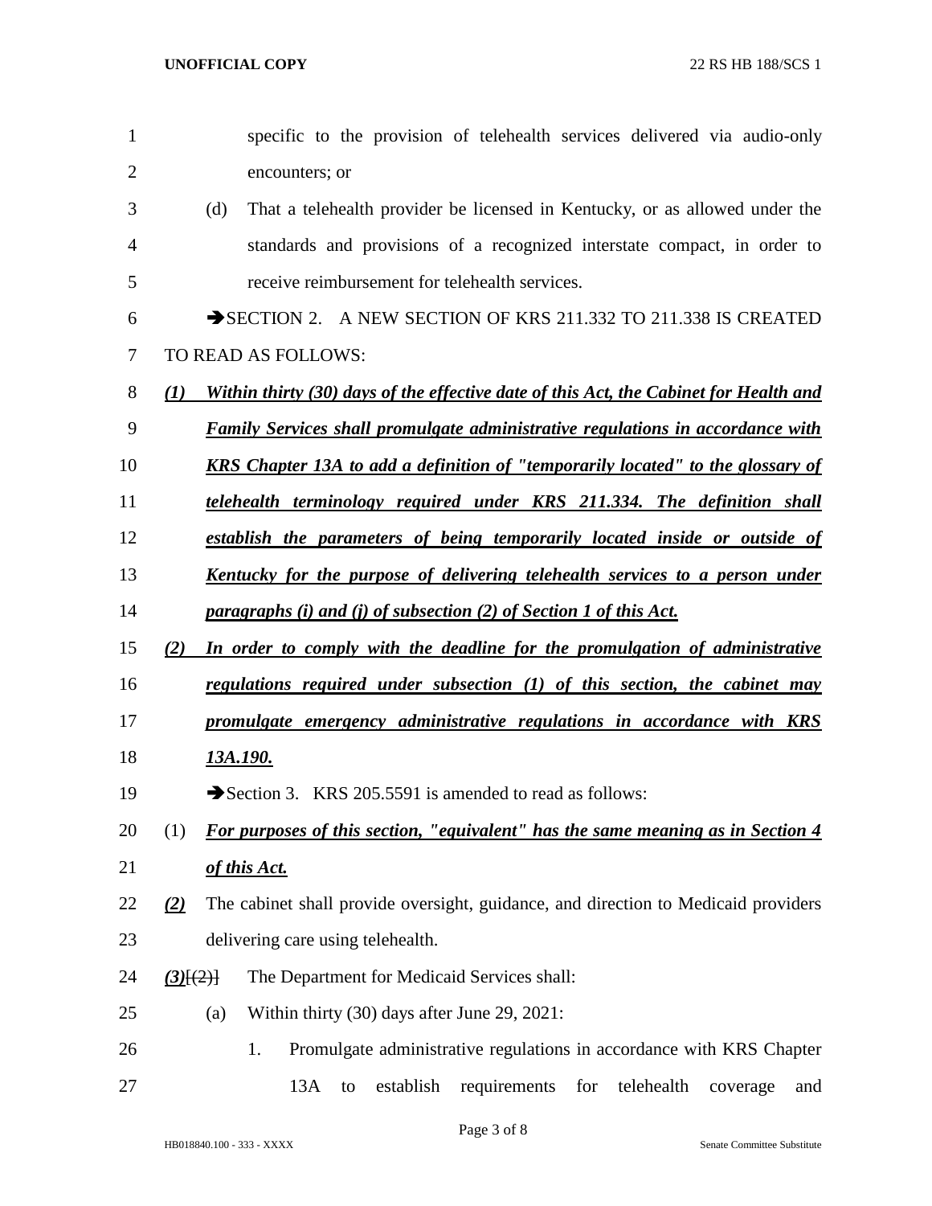specific to the provision of telehealth services delivered via audio-only encounters; or

(d) That a telehealth provider be licensed in Kentucky, or as allowed under the standards and provisions of a recognized interstate compact, in order to receive reimbursement for telehealth services.

➔SECTION 2. A NEW SECTION OF KRS 211.332 TO 211.338 IS CREATED TO READ AS FOLLOWS:

***(1) Within thirty (30) days of the effective date of this Act, the Cabinet for Health and Family Services shall promulgate administrative regulations in accordance with KRS Chapter 13A to add a definition of "temporarily located" to the glossary of telehealth terminology required under KRS 211.334. The definition shall establish the parameters of being temporarily located inside or outside of Kentucky for the purpose of delivering telehealth services to a person under paragraphs (i) and (j) of subsection (2) of Section 1 of this Act.***

***(2) In order to comply with the deadline for the promulgation of administrative regulations required under subsection (1) of this section, the cabinet may promulgate emergency administrative regulations in accordance with KRS 13A.190.***

➔Section 3. KRS 205.5591 is amended to read as follows:

(1) ***For purposes of this section, "equivalent" has the same meaning as in Section 4 of this Act.***

***(2)*** The cabinet shall provide oversight, guidance, and direction to Medicaid providers delivering care using telehealth.

***(3)***~~[(2)]~~ The Department for Medicaid Services shall:

(a) Within thirty (30) days after June 29, 2021:

1. Promulgate administrative regulations in accordance with KRS Chapter 13A to establish requirements for telehealth coverage and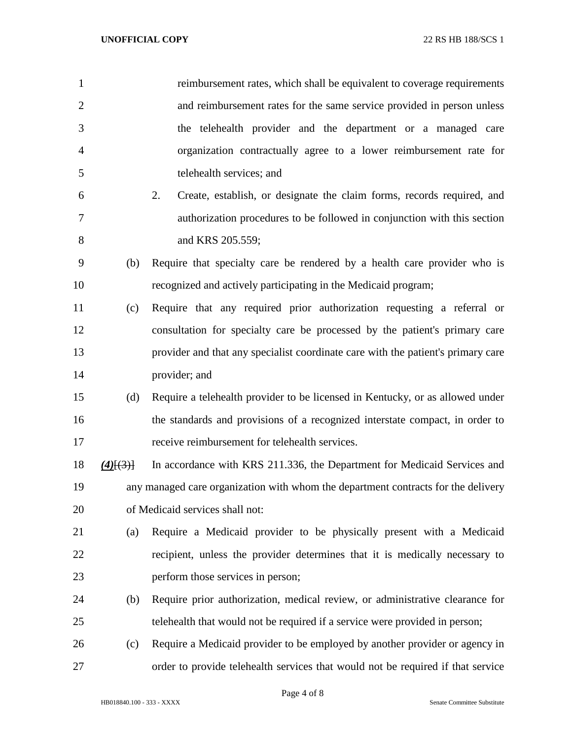reimbursement rates, which shall be equivalent to coverage requirements and reimbursement rates for the same service provided in person unless the telehealth provider and the department or a managed care organization contractually agree to a lower reimbursement rate for telehealth services; and

2. Create, establish, or designate the claim forms, records required, and authorization procedures to be followed in conjunction with this section and KRS 205.559;

(b) Require that specialty care be rendered by a health care provider who is recognized and actively participating in the Medicaid program;

(c) Require that any required prior authorization requesting a referral or consultation for specialty care be processed by the patient's primary care provider and that any specialist coordinate care with the patient's primary care provider; and

(d) Require a telehealth provider to be licensed in Kentucky, or as allowed under the standards and provisions of a recognized interstate compact, in order to receive reimbursement for telehealth services.

***(4)***~~[(3)]~~ In accordance with KRS 211.336, the Department for Medicaid Services and any managed care organization with whom the department contracts for the delivery of Medicaid services shall not:

(a) Require a Medicaid provider to be physically present with a Medicaid recipient, unless the provider determines that it is medically necessary to perform those services in person;

(b) Require prior authorization, medical review, or administrative clearance for telehealth that would not be required if a service were provided in person;

(c) Require a Medicaid provider to be employed by another provider or agency in order to provide telehealth services that would not be required if that service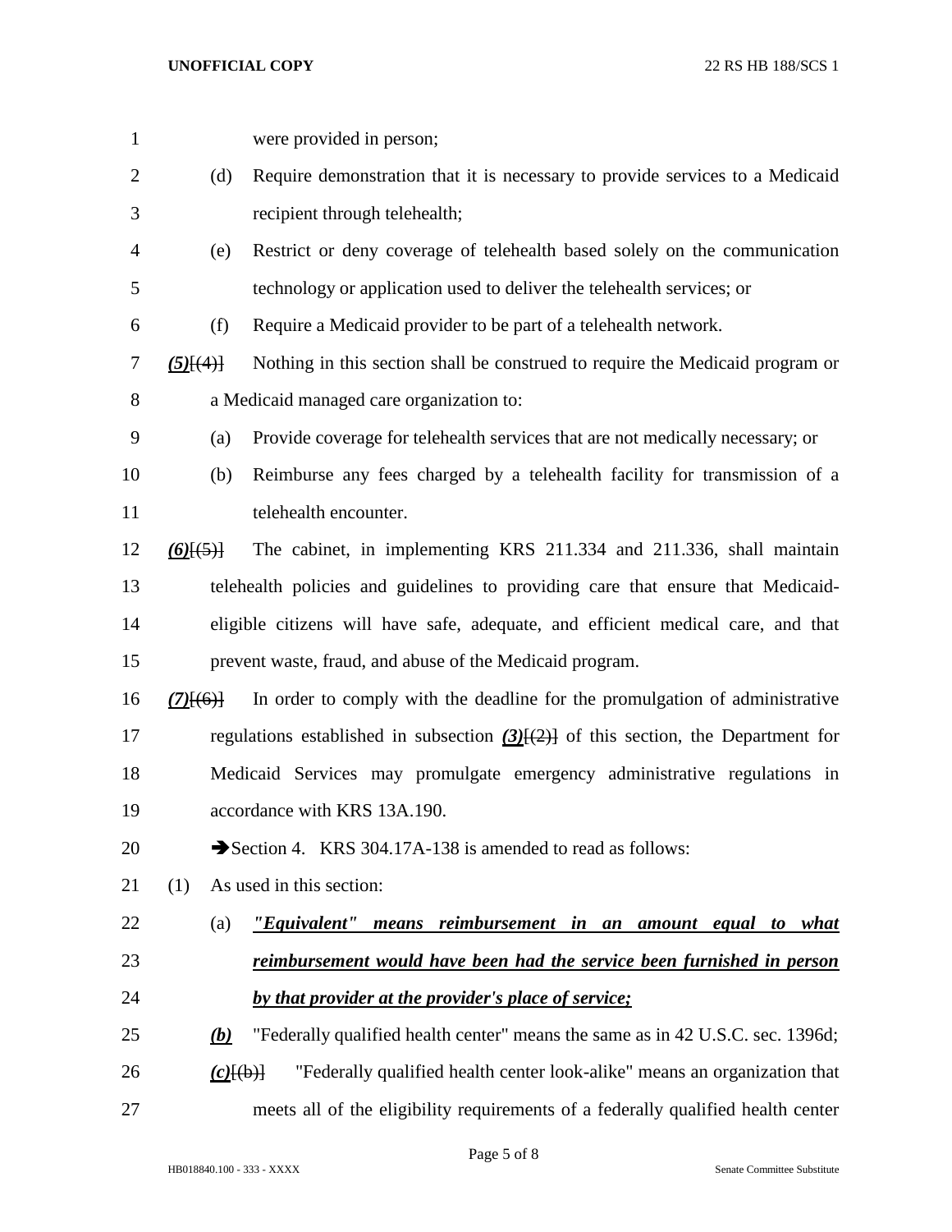were provided in person;

(d) Require demonstration that it is necessary to provide services to a Medicaid recipient through telehealth;

(e) Restrict or deny coverage of telehealth based solely on the communication technology or application used to deliver the telehealth services; or

(f) Require a Medicaid provider to be part of a telehealth network.

***(5)***~~[(4)]~~ Nothing in this section shall be construed to require the Medicaid program or a Medicaid managed care organization to:

(a) Provide coverage for telehealth services that are not medically necessary; or

(b) Reimburse any fees charged by a telehealth facility for transmission of a telehealth encounter.

***(6)***~~[(5)]~~ The cabinet, in implementing KRS 211.334 and 211.336, shall maintain telehealth policies and guidelines to providing care that ensure that Medicaid-eligible citizens will have safe, adequate, and efficient medical care, and that prevent waste, fraud, and abuse of the Medicaid program.

***(7)***~~[(6)]~~ In order to comply with the deadline for the promulgation of administrative regulations established in subsection ***(3)***~~[(2)]~~ of this section, the Department for Medicaid Services may promulgate emergency administrative regulations in accordance with KRS 13A.190.

➔Section 4. KRS 304.17A-138 is amended to read as follows:

(1) As used in this section:

(a) ***"Equivalent" means reimbursement in an amount equal to what reimbursement would have been had the service been furnished in person by that provider at the provider's place of service;***

***(b)*** "Federally qualified health center" means the same as in 42 U.S.C. sec. 1396d;

***(c)***~~[(b)]~~ "Federally qualified health center look-alike" means an organization that meets all of the eligibility requirements of a federally qualified health center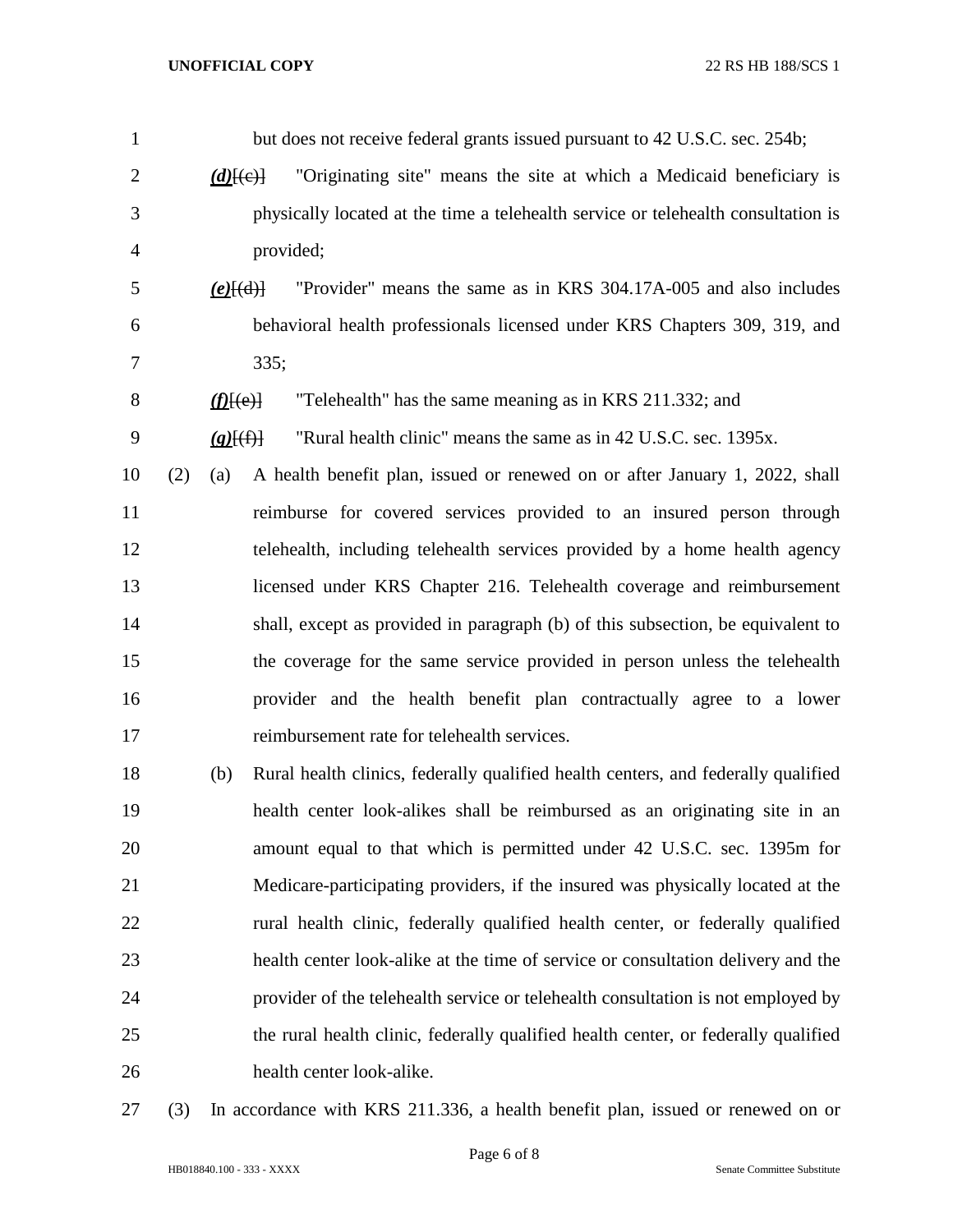but does not receive federal grants issued pursuant to 42 U.S.C. sec. 254b;

***(d)***[(c)] "Originating site" means the site at which a Medicaid beneficiary is physically located at the time a telehealth service or telehealth consultation is provided;

***(e)***[(d)] "Provider" means the same as in KRS 304.17A-005 and also includes behavioral health professionals licensed under KRS Chapters 309, 319, and 335;

***(f)***[(e)] "Telehealth" has the same meaning as in KRS 211.332; and

***(g)***[(f)] "Rural health clinic" means the same as in 42 U.S.C. sec. 1395x.

(2) (a) A health benefit plan, issued or renewed on or after January 1, 2022, shall reimburse for covered services provided to an insured person through telehealth, including telehealth services provided by a home health agency licensed under KRS Chapter 216. Telehealth coverage and reimbursement shall, except as provided in paragraph (b) of this subsection, be equivalent to the coverage for the same service provided in person unless the telehealth provider and the health benefit plan contractually agree to a lower reimbursement rate for telehealth services.

(b) Rural health clinics, federally qualified health centers, and federally qualified health center look-alikes shall be reimbursed as an originating site in an amount equal to that which is permitted under 42 U.S.C. sec. 1395m for Medicare-participating providers, if the insured was physically located at the rural health clinic, federally qualified health center, or federally qualified health center look-alike at the time of service or consultation delivery and the provider of the telehealth service or telehealth consultation is not employed by the rural health clinic, federally qualified health center, or federally qualified health center look-alike.

(3) In accordance with KRS 211.336, a health benefit plan, issued or renewed on or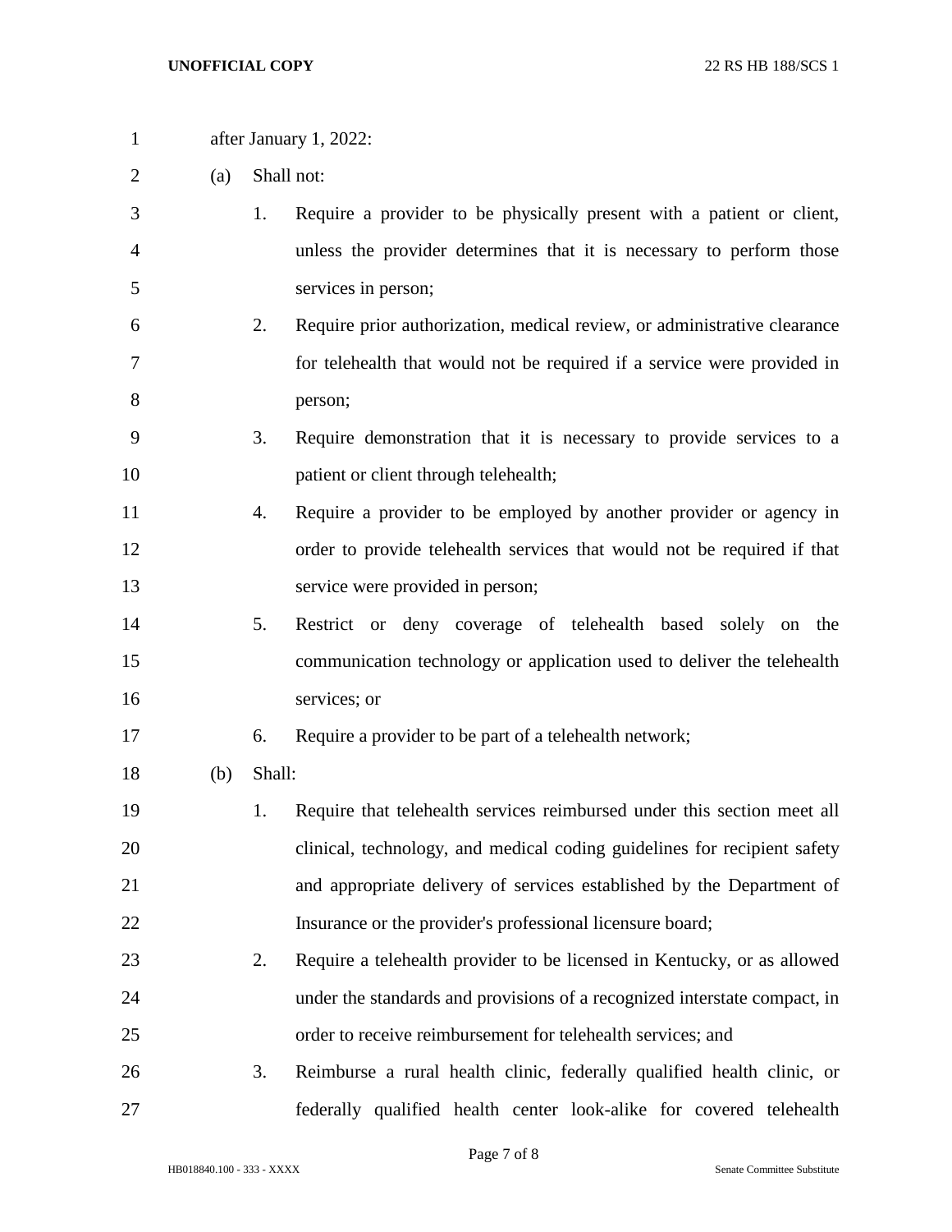after January 1, 2022:

(a) Shall not:

1. Require a provider to be physically present with a patient or client, unless the provider determines that it is necessary to perform those services in person;

2. Require prior authorization, medical review, or administrative clearance for telehealth that would not be required if a service were provided in person;

3. Require demonstration that it is necessary to provide services to a patient or client through telehealth;

4. Require a provider to be employed by another provider or agency in order to provide telehealth services that would not be required if that service were provided in person;

5. Restrict or deny coverage of telehealth based solely on the communication technology or application used to deliver the telehealth services; or

6. Require a provider to be part of a telehealth network;

(b) Shall:

1. Require that telehealth services reimbursed under this section meet all clinical, technology, and medical coding guidelines for recipient safety and appropriate delivery of services established by the Department of Insurance or the provider's professional licensure board;

2. Require a telehealth provider to be licensed in Kentucky, or as allowed under the standards and provisions of a recognized interstate compact, in order to receive reimbursement for telehealth services; and

3. Reimburse a rural health clinic, federally qualified health clinic, or federally qualified health center look-alike for covered telehealth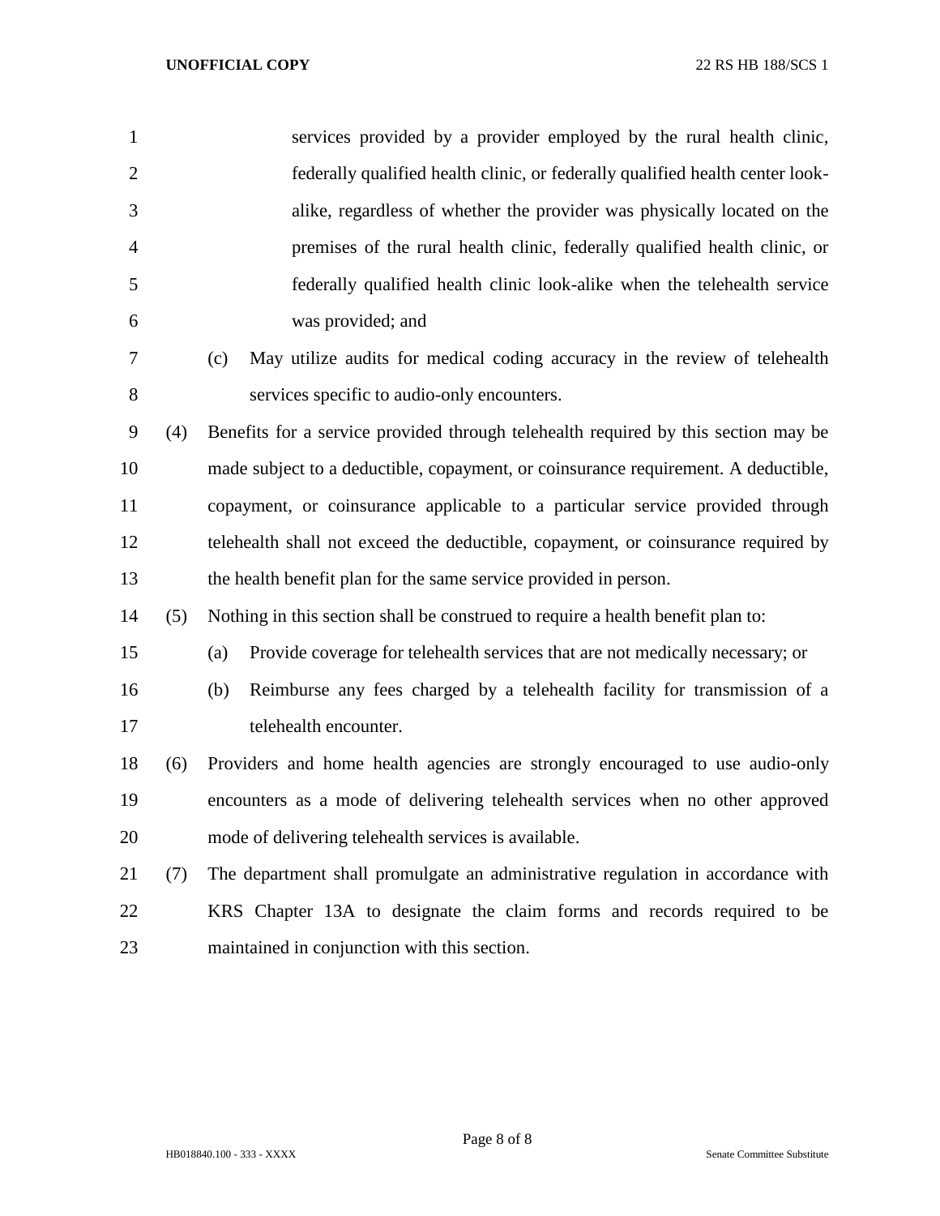services provided by a provider employed by the rural health clinic, federally qualified health clinic, or federally qualified health center look-alike, regardless of whether the provider was physically located on the premises of the rural health clinic, federally qualified health clinic, or federally qualified health clinic look-alike when the telehealth service was provided; and

(c) May utilize audits for medical coding accuracy in the review of telehealth services specific to audio-only encounters.

(4) Benefits for a service provided through telehealth required by this section may be made subject to a deductible, copayment, or coinsurance requirement. A deductible, copayment, or coinsurance applicable to a particular service provided through telehealth shall not exceed the deductible, copayment, or coinsurance required by the health benefit plan for the same service provided in person.

(5) Nothing in this section shall be construed to require a health benefit plan to:

(a) Provide coverage for telehealth services that are not medically necessary; or

(b) Reimburse any fees charged by a telehealth facility for transmission of a telehealth encounter.

(6) Providers and home health agencies are strongly encouraged to use audio-only encounters as a mode of delivering telehealth services when no other approved mode of delivering telehealth services is available.

(7) The department shall promulgate an administrative regulation in accordance with KRS Chapter 13A to designate the claim forms and records required to be maintained in conjunction with this section.